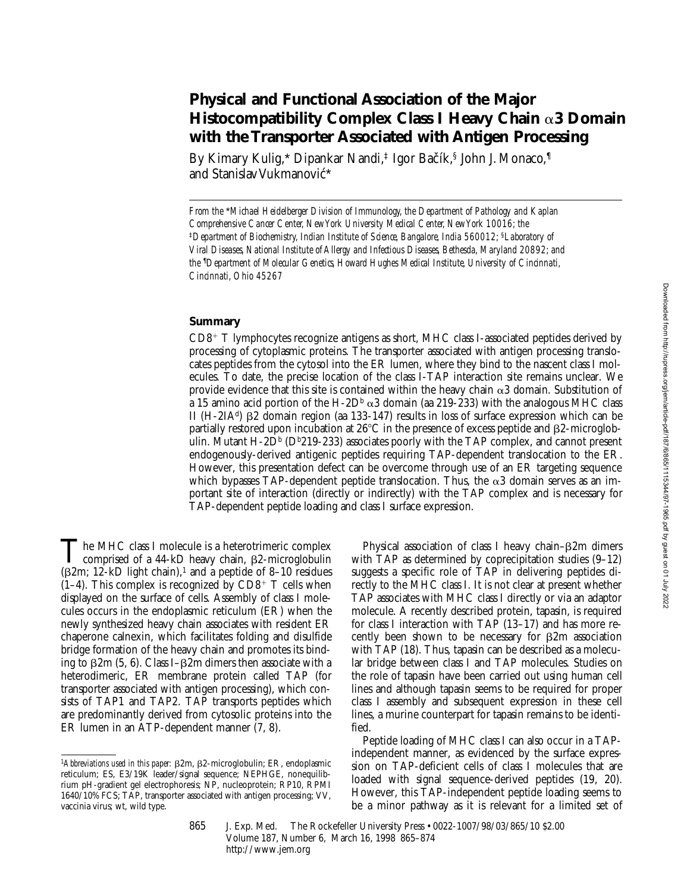# Physical and Functional Association of the Major Histocompatibility Complex Class I Heavy Chain α3 Domain with the Transporter Associated with Antigen Processing

By Kimary Kulig,* Dipankar Nandi,‡ Igor Bačík,§ John J. Monaco,¶ and Stanislav Vukmanović*

*From the \*Michael Heidelberger Division of Immunology, the Department of Pathology and Kaplan Comprehensive Cancer Center, New York University Medical Center, New York 10016; the ‡Department of Biochemistry, Indian Institute of Science, Bangalore, India 560012; §Laboratory of Viral Diseases, National Institute of Allergy and Infectious Diseases, Bethesda, Maryland 20892; and the ¶Department of Molecular Genetics, Howard Hughes Medical Institute, University of Cincinnati, Cincinnati, Ohio 45267*

## Summary

$CD8^+$ T lymphocytes recognize antigens as short, MHC class I-associated peptides derived by processing of cytoplasmic proteins. The transporter associated with antigen processing translocates peptides from the cytosol into the ER lumen, where they bind to the nascent class I molecules. To date, the precise location of the class I-TAP interaction site remains unclear. We provide evidence that this site is contained within the heavy chain α3 domain. Substitution of a 15 amino acid portion of the H-2D$^b$ α3 domain (aa 219-233) with the analogous MHC class II (H-2IA$^d$) β2 domain region (aa 133-147) results in loss of surface expression which can be partially restored upon incubation at 26°C in the presence of excess peptide and β2-microglobulin. Mutant H-2D$^b$ (D$^b$219-233) associates poorly with the TAP complex, and cannot present endogenously-derived antigenic peptides requiring TAP-dependent translocation to the ER. However, this presentation defect can be overcome through use of an ER targeting sequence which bypasses TAP-dependent peptide translocation. Thus, the α3 domain serves as an important site of interaction (directly or indirectly) with the TAP complex and is necessary for TAP-dependent peptide loading and class I surface expression.

The MHC class I molecule is a heterotrimeric complex comprised of a 44-kD heavy chain, β2-microglobulin (β2m; 12-kD light chain),[1] and a peptide of 8–10 residues (1–4). This complex is recognized by $CD8^+$ T cells when displayed on the surface of cells. Assembly of class I molecules occurs in the endoplasmic reticulum (ER) when the newly synthesized heavy chain associates with resident ER chaperone calnexin, which facilitates folding and disulfide bridge formation of the heavy chain and promotes its binding to β2m (5, 6). Class I–β2m dimers then associate with a heterodimeric, ER membrane protein called TAP (for transporter associated with antigen processing), which consists of TAP1 and TAP2. TAP transports peptides which are predominantly derived from cytosolic proteins into the ER lumen in an ATP-dependent manner (7, 8).

Physical association of class I heavy chain–β2m dimers with TAP as determined by coprecipitation studies (9–12) suggests a specific role of TAP in delivering peptides directly to the MHC class I. It is not clear at present whether TAP associates with MHC class I directly or via an adaptor molecule. A recently described protein, tapasin, is required for class I interaction with TAP (13–17) and has more recently been shown to be necessary for β2m association with TAP (18). Thus, tapasin can be described as a molecular bridge between class I and TAP molecules. Studies on the role of tapasin have been carried out using human cell lines and although tapasin seems to be required for proper class I assembly and subsequent expression in these cell lines, a murine counterpart for tapasin remains to be identified.

Peptide loading of MHC class I can also occur in a TAP-independent manner, as evidenced by the surface expression on TAP-deficient cells of class I molecules that are loaded with signal sequence-derived peptides (19, 20). However, this TAP-independent peptide loading seems to be a minor pathway as it is relevant for a limited set of

[1] *Abbreviations used in this paper:* β2m, β2-microglobulin; ER, endoplasmic reticulum; ES, E3/19K leader/signal sequence; NEPHGE, nonequilibrium pH-gradient gel electrophoresis; NP, nucleoprotein; RP10, RPMI 1640/10% FCS; TAP, transporter associated with antigen processing; VV, vaccinia virus; wt, wild type.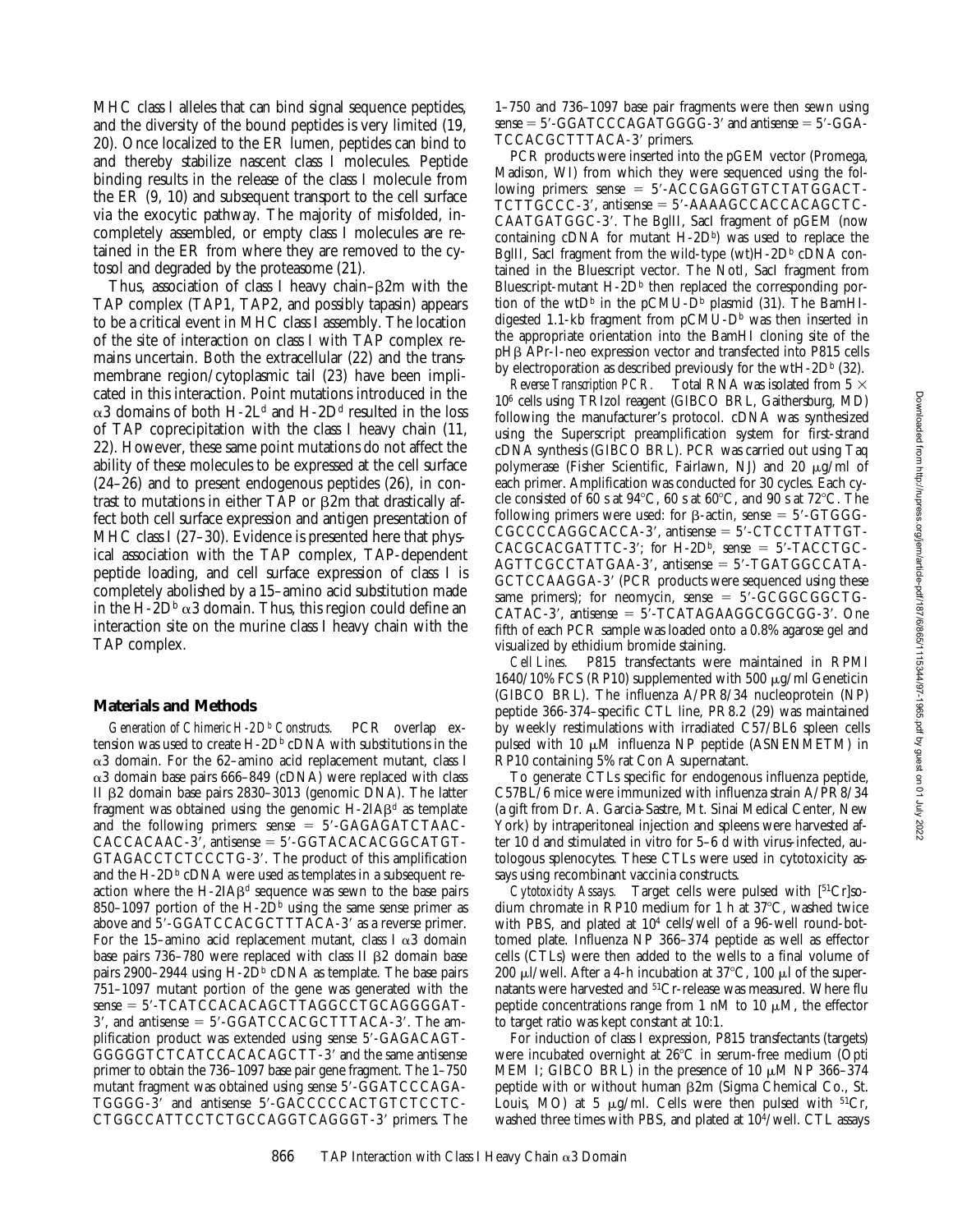MHC class I alleles that can bind signal sequence peptides, and the diversity of the bound peptides is very limited (19, 20). Once localized to the ER lumen, peptides can bind to and thereby stabilize nascent class I molecules. Peptide binding results in the release of the class I molecule from the ER (9, 10) and subsequent transport to the cell surface via the exocytic pathway. The majority of misfolded, incompletely assembled, or empty class I molecules are retained in the ER from where they are removed to the cytosol and degraded by the proteasome (21).

Thus, association of class I heavy chain–β2m with the TAP complex (TAP1, TAP2, and possibly tapasin) appears to be a critical event in MHC class I assembly. The location of the site of interaction on class I with TAP complex remains uncertain. Both the extracellular (22) and the transmembrane region/cytoplasmic tail (23) have been implicated in this interaction. Point mutations introduced in the α3 domains of both H-2L[d] and H-2D[d] resulted in the loss of TAP coprecipitation with the class I heavy chain (11, 22). However, these same point mutations do not affect the ability of these molecules to be expressed at the cell surface (24–26) and to present endogenous peptides (26), in contrast to mutations in either TAP or β2m that drastically affect both cell surface expression and antigen presentation of MHC class I (27–30). Evidence is presented here that physical association with the TAP complex, TAP-dependent peptide loading, and cell surface expression of class I is completely abolished by a 15–amino acid substitution made in the H-2D[b] α3 domain. Thus, this region could define an interaction site on the murine class I heavy chain with the TAP complex.

## Materials and Methods

*Generation of Chimeric H-2D[b] Constructs.* PCR overlap extension was used to create H-2D[b] cDNA with substitutions in the α3 domain. For the 62–amino acid replacement mutant, class I α3 domain base pairs 666–849 (cDNA) were replaced with class II β2 domain base pairs 2830–3013 (genomic DNA). The latter fragment was obtained using the genomic H-2IAβ[d] as template and the following primers: sense = 5′-GAGAGATCTAACCACCACAAC-3′, antisense = 5′-GGTACACACGGCATGTGTAGACCTCTCCCTG-3′. The product of this amplification and the H-2D[b] cDNA were used as templates in a subsequent reaction where the H-2IAβ[d] sequence was sewn to the base pairs 850–1097 portion of the H-2D[b] using the same sense primer as above and 5′-GGATCCACGCTTTACA-3′ as a reverse primer. For the 15–amino acid replacement mutant, class I α3 domain base pairs 736–780 were replaced with class II β2 domain base pairs 2900–2944 using H-2D[b] cDNA as template. The base pairs 751–1097 mutant portion of the gene was generated with the sense = 5′-TCATCCACACAGCTTAGGCCTGCAGGGGAT-3′, and antisense = 5′-GGATCCACGCTTTACA-3′. The amplification product was extended using sense 5′-GAGACAGTGGGGGTCTCATCCACACAGCTT-3′ and the same antisense primer to obtain the 736–1097 base pair gene fragment. The 1–750 mutant fragment was obtained using sense 5′-GGATCCCAGATGGGG-3′ and antisense 5′-GACCCCCACTGTCTCCTCCTGGCCATTCCTCTGCCAGGTCAGGGT-3′ primers. The 1–750 and 736–1097 base pair fragments were then sewn using sense = 5′-GGATCCCAGATGGGG-3′ and antisense = 5′-GGATCCACGCTTTACA-3′ primers.

PCR products were inserted into the pGEM vector (Promega, Madison, WI) from which they were sequenced using the following primers: sense = 5′-ACCGAGGTGTCTATGGACTTCTTGCCC-3′, antisense = 5′-AAAAGCCACCACAGCTCCAATGATGGC-3′. The BglII, SacI fragment of pGEM (now containing cDNA for mutant H-2D[b]) was used to replace the BglII, SacI fragment from the wild-type (wt)H-2D[b] cDNA contained in the Bluescript vector. The NotI, SacI fragment from Bluescript-mutant H-2D[b] then replaced the corresponding portion of the wtD[b] in the pCMU-D[b] plasmid (31). The BamHI-digested 1.1-kb fragment from pCMU-D[b] was then inserted in the appropriate orientation into the BamHI cloning site of the pHβ APr-I-neo expression vector and transfected into P815 cells by electroporation as described previously for the wtH-2D[b] (32).

*Reverse Transcription PCR.* Total RNA was isolated from 5 × $10^6$ cells using TRIzol reagent (GIBCO BRL, Gaithersburg, MD) following the manufacturer's protocol. cDNA was synthesized using the Superscript preamplification system for first-strand cDNA synthesis (GIBCO BRL). PCR was carried out using Taq polymerase (Fisher Scientific, Fairlawn, NJ) and 20 μg/ml of each primer. Amplification was conducted for 30 cycles. Each cycle consisted of 60 s at 94°C, 60 s at 60°C, and 90 s at 72°C. The following primers were used: for β-actin, sense = 5′-GTGGGCGCCCCAGGCACCA-3′, antisense = 5′-CTCCTTATTGTCACGCACGATTTC-3′; for H-2D[b], sense = 5′-TACCTGCAGTTCGCCTATGAA-3′, antisense = 5′-TGATGGCCATAGCTCCAAGGA-3′ (PCR products were sequenced using these same primers); for neomycin, sense = 5′-GCGGCGGCTGCATAC-3′, antisense = 5′-TCATAGAAGGCGGCGG-3′. One fifth of each PCR sample was loaded onto a 0.8% agarose gel and visualized by ethidium bromide staining.

*Cell Lines.* P815 transfectants were maintained in RPMI 1640/10% FCS (RP10) supplemented with 500 μg/ml Geneticin (GIBCO BRL). The influenza A/PR8/34 nucleoprotein (NP) peptide 366-374–specific CTL line, PR8.2 (29) was maintained by weekly restimulations with irradiated C57/BL6 spleen cells pulsed with 10 μM influenza NP peptide (ASNENMETM) in RP10 containing 5% rat Con A supernatant.

To generate CTLs specific for endogenous influenza peptide, C57BL/6 mice were immunized with influenza strain A/PR8/34 (a gift from Dr. A. Garcia-Sastre, Mt. Sinai Medical Center, New York) by intraperitoneal injection and spleens were harvested after 10 d and stimulated in vitro for 5–6 d with virus-infected, autologous splenocytes. These CTLs were used in cytotoxicity assays using recombinant vaccinia constructs.

*Cytotoxicity Assays.* Target cells were pulsed with [$^{51}$Cr]sodium chromate in RP10 medium for 1 h at 37°C, washed twice with PBS, and plated at $10^4$ cells/well of a 96-well round-bottomed plate. Influenza NP 366–374 peptide as well as effector cells (CTLs) were then added to the wells to a final volume of 200 μl/well. After a 4-h incubation at 37°C, 100 μl of the supernatants were harvested and $^{51}$Cr-release was measured. Where flu peptide concentrations range from 1 nM to 10 μM, the effector to target ratio was kept constant at 10:1.

For induction of class I expression, P815 transfectants (targets) were incubated overnight at 26°C in serum-free medium (Opti MEM I; GIBCO BRL) in the presence of 10 μM NP 366–374 peptide with or without human β2m (Sigma Chemical Co., St. Louis, MO) at 5 μg/ml. Cells were then pulsed with $^{51}$Cr, washed three times with PBS, and plated at $10^4$/well. CTL assays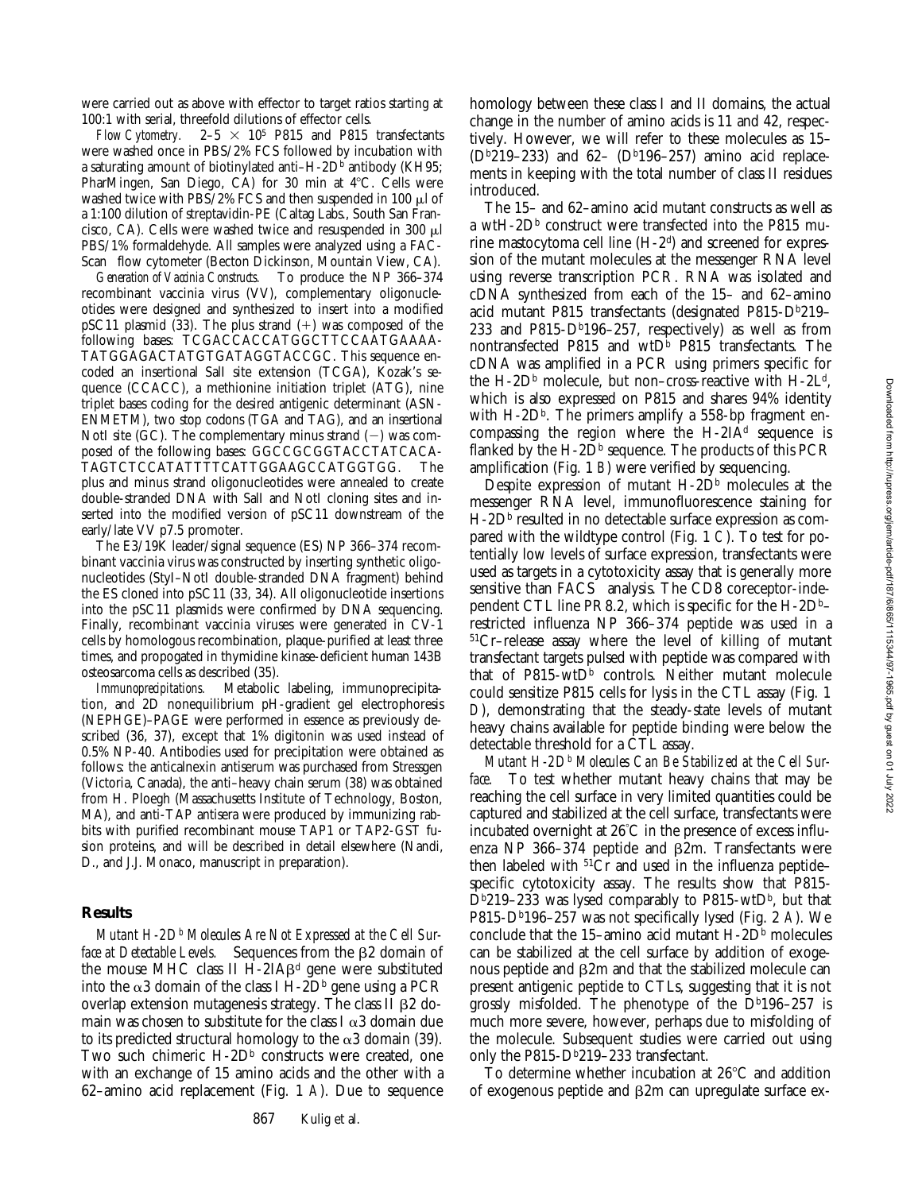were carried out as above with effector to target ratios starting at 100:1 with serial, threefold dilutions of effector cells.

*Flow Cytometry.* 2–5 × $10^5$ P815 and P815 transfectants were washed once in PBS/2% FCS followed by incubation with a saturating amount of biotinylated anti–H-2D$^b$ antibody (KH95; PharMingen, San Diego, CA) for 30 min at 4°C. Cells were washed twice with PBS/2% FCS and then suspended in 100 μl of a 1:100 dilution of streptavidin-PE (Caltag Labs., South San Francisco, CA). Cells were washed twice and resuspended in 300 μl PBS/1% formaldehyde. All samples were analyzed using a FACScan® flow cytometer (Becton Dickinson, Mountain View, CA).

*Generation of Vaccinia Constructs.* To produce the NP 366–374 recombinant vaccinia virus (VV), complementary oligonucleotides were designed and synthesized to insert into a modified pSC11 plasmid (33). The plus strand (+) was composed of the following bases: TCGACCACCATGGCTTCCAATGAAAA-TATGGAGACTATGTGATAGGTACCGC. This sequence encoded an insertional SalI site extension (TCGA), Kozak's sequence (CCACC), a methionine initiation triplet (ATG), nine triplet bases coding for the desired antigenic determinant (ASNENMETM), two stop codons (TGA and TAG), and an insertional NotI site (GC). The complementary minus strand (−) was composed of the following bases: GGCCGCGGTACCTATCACA-TAGTCTCCATATTTTCATTGGAAGCCATGGTGG. The plus and minus strand oligonucleotides were annealed to create double-stranded DNA with SalI and NotI cloning sites and inserted into the modified version of pSC11 downstream of the early/late VV p7.5 promoter.

The E3/19K leader/signal sequence (ES) NP 366–374 recombinant vaccinia virus was constructed by inserting synthetic oligonucleotides (StyI–NotI double-stranded DNA fragment) behind the ES cloned into pSC11 (33, 34). All oligonucleotide insertions into the pSC11 plasmids were confirmed by DNA sequencing. Finally, recombinant vaccinia viruses were generated in CV-1 cells by homologous recombination, plaque-purified at least three times, and propogated in thymidine kinase-deficient human 143B osteosarcoma cells as described (35).

*Immunoprecipitations.* Metabolic labeling, immunoprecipitation, and 2D nonequilibrium pH-gradient gel electrophoresis (NEPHGE)–PAGE were performed in essence as previously described (36, 37), except that 1% digitonin was used instead of 0.5% NP-40. Antibodies used for precipitation were obtained as follows: the anticalnexin antiserum was purchased from Stressgen (Victoria, Canada), the anti–heavy chain serum (38) was obtained from H. Ploegh (Massachusetts Institute of Technology, Boston, MA), and anti-TAP antisera were produced by immunizing rabbits with purified recombinant mouse TAP1 or TAP2-GST fusion proteins, and will be described in detail elsewhere (Nandi, D., and J.J. Monaco, manuscript in preparation).

## Results

*Mutant H-2D$^b$ Molecules Are Not Expressed at the Cell Surface at Detectable Levels.* Sequences from the β2 domain of the mouse MHC class II H-2IAβ$^d$ gene were substituted into the α3 domain of the class I H-2D$^b$ gene using a PCR overlap extension mutagenesis strategy. The class II β2 domain was chosen to substitute for the class I α3 domain due to its predicted structural homology to the α3 domain (39). Two such chimeric H-2D$^b$ constructs were created, one with an exchange of 15 amino acids and the other with a 62–amino acid replacement (Fig. 1 *A*). Due to sequence homology between these class I and II domains, the actual change in the number of amino acids is 11 and 42, respectively. However, we will refer to these molecules as 15– (D$^b$219–233) and 62– (D$^b$196–257) amino acid replacements in keeping with the total number of class II residues introduced.

The 15– and 62–amino acid mutant constructs as well as a wtH-2D$^b$ construct were transfected into the P815 murine mastocytoma cell line (H-2$^d$) and screened for expression of the mutant molecules at the messenger RNA level using reverse transcription PCR. RNA was isolated and cDNA synthesized from each of the 15– and 62–amino acid mutant P815 transfectants (designated P815-D$^b$219–233 and P815-D$^b$196–257, respectively) as well as from nontransfected P815 and wtD$^b$ P815 transfectants. The cDNA was amplified in a PCR using primers specific for the H-2D$^b$ molecule, but non–cross-reactive with H-2L$^d$, which is also expressed on P815 and shares 94% identity with H-2D$^b$. The primers amplify a 558-bp fragment encompassing the region where the H-2IA$^d$ sequence is flanked by the H-2D$^b$ sequence. The products of this PCR amplification (Fig. 1 *B*) were verified by sequencing.

Despite expression of mutant H-2D$^b$ molecules at the messenger RNA level, immunofluorescence staining for H-2D$^b$ resulted in no detectable surface expression as compared with the wildtype control (Fig. 1 *C*). To test for potentially low levels of surface expression, transfectants were used as targets in a cytotoxicity assay that is generally more sensitive than FACS® analysis. The CD8 coreceptor-independent CTL line PR8.2, which is specific for the H-2D$^b$–restricted influenza NP 366–374 peptide was used in a $^{51}$Cr–release assay where the level of killing of mutant transfectant targets pulsed with peptide was compared with that of P815-wtD$^b$ controls. Neither mutant molecule could sensitize P815 cells for lysis in the CTL assay (Fig. 1 *D*), demonstrating that the steady-state levels of mutant heavy chains available for peptide binding were below the detectable threshold for a CTL assay.

*Mutant H-2D$^b$ Molecules Can Be Stabilized at the Cell Surface.* To test whether mutant heavy chains that may be reaching the cell surface in very limited quantities could be captured and stabilized at the cell surface, transfectants were incubated overnight at 26°C in the presence of excess influenza NP 366–374 peptide and β2m. Transfectants were then labeled with $^{51}$Cr and used in the influenza peptide–specific cytotoxicity assay. The results show that P815-D$^b$219–233 was lysed comparably to P815-wtD$^b$, but that P815-D$^b$196–257 was not specifically lysed (Fig. 2 *A*). We conclude that the 15–amino acid mutant H-2D$^b$ molecules can be stabilized at the cell surface by addition of exogenous peptide and β2m and that the stabilized molecule can present antigenic peptide to CTLs, suggesting that it is not grossly misfolded. The phenotype of the D$^b$196–257 is much more severe, however, perhaps due to misfolding of the molecule. Subsequent studies were carried out using only the P815-D$^b$219–233 transfectant.

To determine whether incubation at 26°C and addition of exogenous peptide and β2m can upregulate surface ex-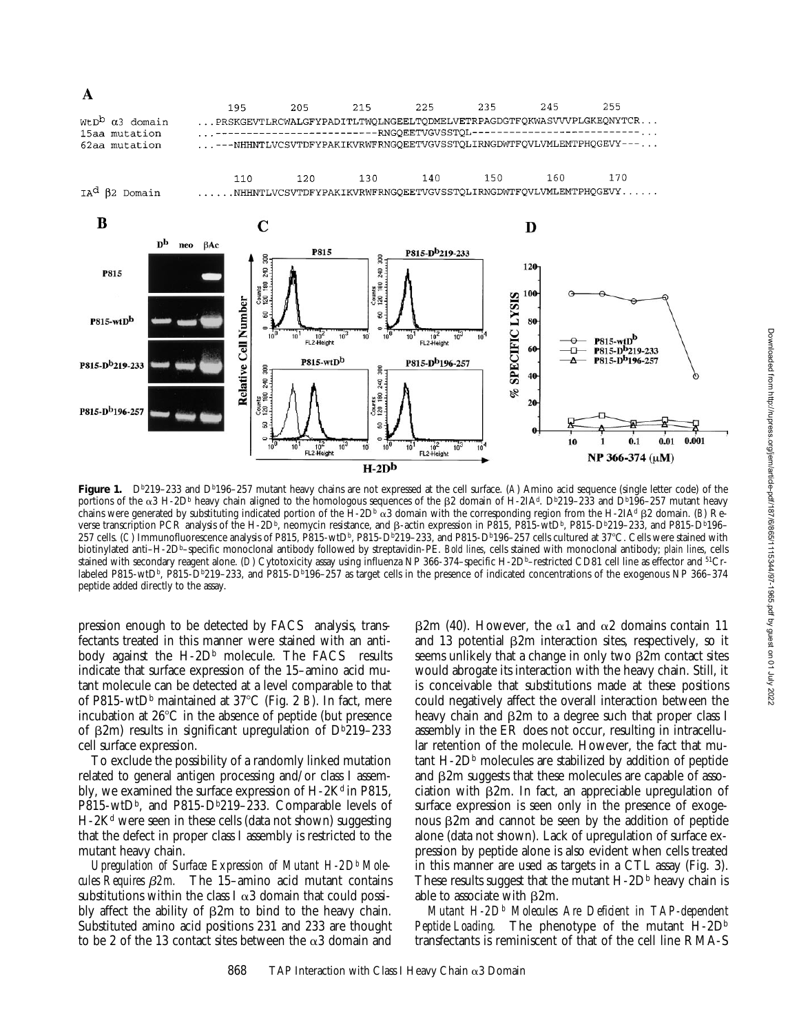**Figure 1.** $D^b$219–233 and $D^b$196–257 mutant heavy chains are not expressed at the cell surface. (*A*) Amino acid sequence (single letter code) of the portions of the α3 H-2$D^b$ heavy chain aligned to the homologous sequences of the β2 domain of H-2I$A^d$. $D^b$219–233 and $D^b$196–257 mutant heavy chains were generated by substituting indicated portion of the H-2$D^b$ α3 domain with the corresponding region from the H-2I$A^d$ β2 domain. (*B*) Reverse transcription PCR analysis of the H-2$D^b$, neomycin resistance, and β-actin expression in P815, P815-wt$D^b$, P815-$D^b$219–233, and P815-$D^b$196–257 cells. (*C*) Immunofluorescence analysis of P815, P815-wt$D^b$, P815-$D^b$219–233, and P815-$D^b$196–257 cells cultured at 37°C. Cells were stained with biotinylated anti–H-2$D^b$–specific monoclonal antibody followed by streptavidin-PE. *Bold lines*, cells stained with monoclonal antibody; *plain lines*, cells stained with secondary reagent alone. (*D*) Cytotoxicity assay using influenza NP 366-374–specific H-2$D^b$–restricted CD81 cell line as effector and $^{51}$Cr-labeled P815-wt$D^b$, P815-$D^b$219–233, and P815-$D^b$196–257 as target cells in the presence of indicated concentrations of the exogenous NP 366–374 peptide added directly to the assay.

pression enough to be detected by FACS® analysis, transfectants treated in this manner were stained with an antibody against the H-2$D^b$ molecule. The FACS® results indicate that surface expression of the 15–amino acid mutant molecule can be detected at a level comparable to that of P815-wt$D^b$ maintained at 37°C (Fig. 2 *B*). In fact, mere incubation at 26°C in the absence of peptide (but presence of β2m) results in significant upregulation of $D^b$219–233 cell surface expression.

To exclude the possibility of a randomly linked mutation related to general antigen processing and/or class I assembly, we examined the surface expression of H-2$K^d$ in P815, P815-wt$D^b$, and P815-$D^b$219–233. Comparable levels of H-2$K^d$ were seen in these cells (data not shown) suggesting that the defect in proper class I assembly is restricted to the mutant heavy chain.

*Upregulation of Surface Expression of Mutant H-2$D^b$ Molecules Requires β2m.* The 15–amino acid mutant contains substitutions within the class I α3 domain that could possibly affect the ability of β2m to bind to the heavy chain. Substituted amino acid positions 231 and 233 are thought to be 2 of the 13 contact sites between the α3 domain and β2m (40). However, the α1 and α2 domains contain 11 and 13 potential β2m interaction sites, respectively, so it seems unlikely that a change in only two β2m contact sites would abrogate its interaction with the heavy chain. Still, it is conceivable that substitutions made at these positions could negatively affect the overall interaction between the heavy chain and β2m to a degree such that proper class I assembly in the ER does not occur, resulting in intracellular retention of the molecule. However, the fact that mutant H-2$D^b$ molecules are stabilized by addition of peptide and β2m suggests that these molecules are capable of association with β2m. In fact, an appreciable upregulation of surface expression is seen only in the presence of exogenous β2m and cannot be seen by the addition of peptide alone (data not shown). Lack of upregulation of surface expression by peptide alone is also evident when cells treated in this manner are used as targets in a CTL assay (Fig. 3). These results suggest that the mutant H-2$D^b$ heavy chain is able to associate with β2m.

*Mutant H-2$D^b$ Molecules Are Deficient in TAP-dependent Peptide Loading.* The phenotype of the mutant H-2$D^b$ transfectants is reminiscent of that of the cell line RMA-S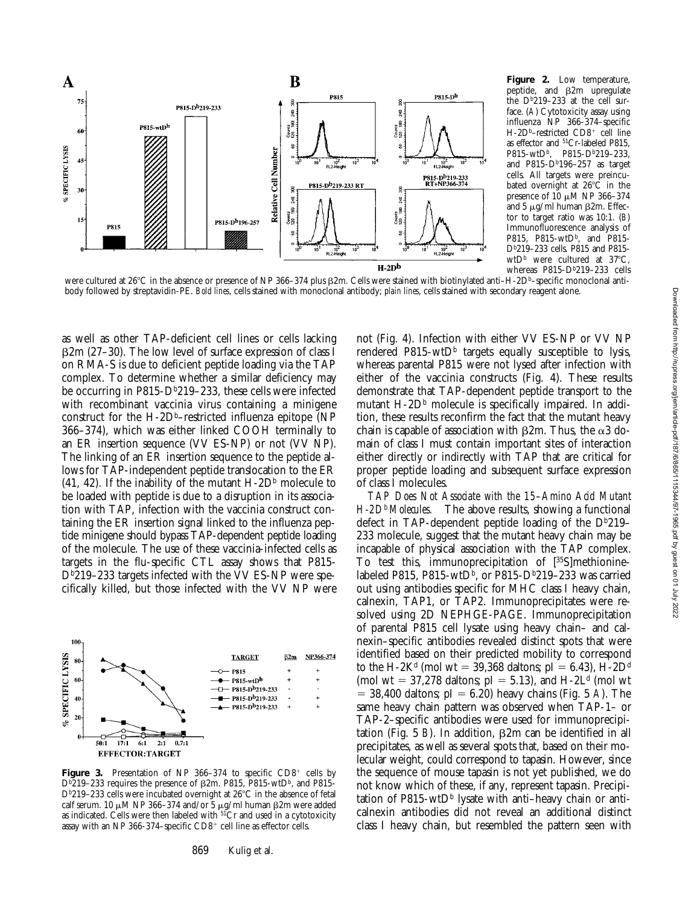**Figure 2.** Low temperature, peptide, and β2m upregulate the D^b219–233 at the cell surface. (*A*) Cytotoxicity assay using influenza NP 366–374–specific H-2D^b–restricted CD8+ cell line as effector and 51Cr-labeled P815, P815-wtD^b, P815-D^b219–233, and P815-D^b196–257 as target cells. All targets were preincubated overnight at 26°C in the presence of 10 μM NP 366–374 and 5 μg/ml human β2m. Effector to target ratio was 10:1. (*B*) Immunofluorescence analysis of P815, P815-wtD^b, and P815-D^b219–233 cells. P815 and P815-wtD^b were cultured at 37°C, whereas P815-D^b219–233 cells were cultured at 26°C in the absence or presence of NP 366–374 plus β2m. Cells were stained with biotinylated anti–H-2D^b–specific monoclonal antibody followed by streptavidin-PE. *Bold lines*, cells stained with monoclonal antibody; *plain lines*, cells stained with secondary reagent alone.

as well as other TAP-deficient cell lines or cells lacking β2m (27–30). The low level of surface expression of class I on RMA-S is due to deficient peptide loading via the TAP complex. To determine whether a similar deficiency may be occurring in P815-D^b219–233, these cells were infected with recombinant vaccinia virus containing a minigene construct for the H-2D^b–restricted influenza epitope (NP 366–374), which was either linked COOH terminally to an ER insertion sequence (VV ES-NP) or not (VV NP). The linking of an ER insertion sequence to the peptide allows for TAP-independent peptide translocation to the ER (41, 42). If the inability of the mutant H-2D^b molecule to be loaded with peptide is due to a disruption in its association with TAP, infection with the vaccinia construct containing the ER insertion signal linked to the influenza peptide minigene should bypass TAP-dependent peptide loading of the molecule. The use of these vaccinia-infected cells as targets in the flu-specific CTL assay shows that P815-D^b219–233 targets infected with the VV ES-NP were specifically killed, but those infected with the VV NP were not (Fig. 4). Infection with either VV ES-NP or VV NP rendered P815-wtD^b targets equally susceptible to lysis, whereas parental P815 were not lysed after infection with either of the vaccinia constructs (Fig. 4). These results demonstrate that TAP-dependent peptide transport to the mutant H-2D^b molecule is specifically impaired. In addition, these results reconfirm the fact that the mutant heavy chain is capable of association with β2m. Thus, the α3 domain of class I must contain important sites of interaction either directly or indirectly with TAP that are critical for proper peptide loading and subsequent surface expression of class I molecules.

**Figure 3.** Presentation of NP 366–374 to specific CD8+ cells by D^b219–233 requires the presence of β2m. P815, P815-wtD^b, and P815-D^b219–233 cells were incubated overnight at 26°C in the absence of fetal calf serum. 10 μM NP 366–374 and/or 5 μg/ml human β2m were added as indicated. Cells were then labeled with 51Cr and used in a cytotoxicity assay with an NP 366-374–specific CD8+ cell line as effector cells.

*TAP Does Not Associate with the 15–Amino Acid Mutant H-2D^b Molecules.* The above results, showing a functional defect in TAP-dependent peptide loading of the D^b219–233 molecule, suggest that the mutant heavy chain may be incapable of physical association with the TAP complex. To test this, immunoprecipitation of [35S]methionine-labeled P815, P815-wtD^b, or P815-D^b219–233 was carried out using antibodies specific for MHC class I heavy chain, calnexin, TAP1, or TAP2. Immunoprecipitates were resolved using 2D NEPHGE-PAGE. Immunoprecipitation of parental P815 cell lysate using heavy chain– and calnexin–specific antibodies revealed distinct spots that were identified based on their predicted mobility to correspond to the H-2K^d (mol wt = 39,368 daltons; pI = 6.43), H-2D^d (mol wt = 37,278 daltons; pI = 5.13), and H-2L^d (mol wt = 38,400 daltons; pI = 6.20) heavy chains (Fig. 5 *A*). The same heavy chain pattern was observed when TAP-1– or TAP-2–specific antibodies were used for immunoprecipitation (Fig. 5 *B*). In addition, β2m can be identified in all precipitates, as well as several spots that, based on their molecular weight, could correspond to tapasin. However, since the sequence of mouse tapasin is not yet published, we do not know which of these, if any, represent tapasin. Precipitation of P815-wtD^b lysate with anti–heavy chain or anti-calnexin antibodies did not reveal an additional distinct class I heavy chain, but resembled the pattern seen with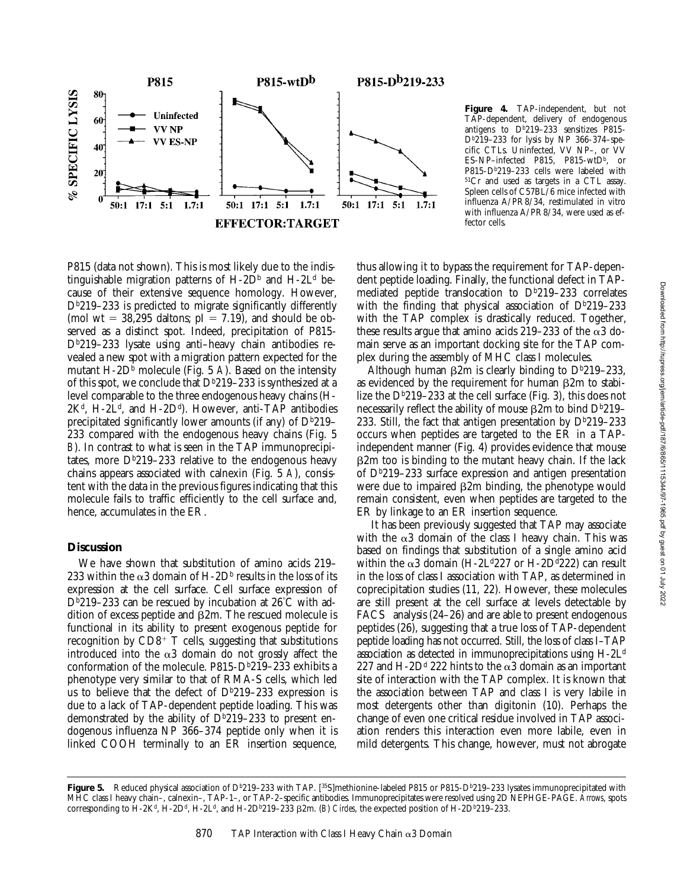**Figure 4.** TAP-independent, but not TAP-dependent, delivery of endogenous antigens to $D^b$219–233 sensitizes P815-$D^b$219–233 for lysis by NP 366-374–specific CTLs. Uninfected, VV NP–, or VV ES-NP–infected P815, P815-wt$D^b$, or P815-$D^b$219–233 cells were labeled with $^{51}$Cr and used as targets in a CTL assay. Spleen cells of C57BL/6 mice infected with influenza A/PR8/34, restimulated in vitro with influenza A/PR8/34, were used as effector cells.

P815 (data not shown). This is most likely due to the indistinguishable migration patterns of H-2$D^b$ and H-2$L^d$ because of their extensive sequence homology. However, $D^b$219–233 is predicted to migrate significantly differently (mol wt = 38,295 daltons; pI = 7.19), and should be observed as a distinct spot. Indeed, precipitation of P815-$D^b$219–233 lysate using anti–heavy chain antibodies revealed a new spot with a migration pattern expected for the mutant H-2$D^b$ molecule (Fig. 5 *A*). Based on the intensity of this spot, we conclude that $D^b$219–233 is synthesized at a level comparable to the three endogenous heavy chains (H-2$K^d$, H-2$L^d$, and H-2$D^d$). However, anti-TAP antibodies precipitated significantly lower amounts (if any) of $D^b$219–233 compared with the endogenous heavy chains (Fig. 5 *B*). In contrast to what is seen in the TAP immunoprecipitates, more $D^b$219–233 relative to the endogenous heavy chains appears associated with calnexin (Fig. 5 *A*), consistent with the data in the previous figures indicating that this molecule fails to traffic efficiently to the cell surface and, hence, accumulates in the ER.

## Discussion

We have shown that substitution of amino acids 219–233 within the α3 domain of H-2$D^b$ results in the loss of its expression at the cell surface. Cell surface expression of $D^b$219–233 can be rescued by incubation at 26°C with addition of excess peptide and β2m. The rescued molecule is functional in its ability to present exogenous peptide for recognition by $CD8^+$ T cells, suggesting that substitutions introduced into the α3 domain do not grossly affect the conformation of the molecule. P815-$D^b$219–233 exhibits a phenotype very similar to that of RMA-S cells, which led us to believe that the defect of $D^b$219–233 expression is due to a lack of TAP-dependent peptide loading. This was demonstrated by the ability of $D^b$219–233 to present endogenous influenza NP 366–374 peptide only when it is linked COOH terminally to an ER insertion sequence, thus allowing it to bypass the requirement for TAP-dependent peptide loading. Finally, the functional defect in TAP-mediated peptide translocation to $D^b$219–233 correlates with the finding that physical association of $D^b$219–233 with the TAP complex is drastically reduced. Together, these results argue that amino acids 219–233 of the α3 domain serve as an important docking site for the TAP complex during the assembly of MHC class I molecules.

Although human β2m is clearly binding to $D^b$219–233, as evidenced by the requirement for human β2m to stabilize the $D^b$219–233 at the cell surface (Fig. 3), this does not necessarily reflect the ability of mouse β2m to bind $D^b$219–233. Still, the fact that antigen presentation by $D^b$219–233 occurs when peptides are targeted to the ER in a TAP-independent manner (Fig. 4) provides evidence that mouse β2m too is binding to the mutant heavy chain. If the lack of $D^b$219–233 surface expression and antigen presentation were due to impaired β2m binding, the phenotype would remain consistent, even when peptides are targeted to the ER by linkage to an ER insertion sequence.

It has been previously suggested that TAP may associate with the α3 domain of the class I heavy chain. This was based on findings that substitution of a single amino acid within the α3 domain (H-2$L^d$227 or H-2$D^d$222) can result in the loss of class I association with TAP, as determined in coprecipitation studies (11, 22). However, these molecules are still present at the cell surface at levels detectable by FACS® analysis (24–26) and are able to present endogenous peptides (26), suggesting that a true loss of TAP-dependent peptide loading has not occurred. Still, the loss of class I–TAP association as detected in immunoprecipitations using H-2$L^d$ 227 and H-2$D^d$ 222 hints to the α3 domain as an important site of interaction with the TAP complex. It is known that the association between TAP and class I is very labile in most detergents other than digitonin (10). Perhaps the change of even one critical residue involved in TAP association renders this interaction even more labile, even in mild detergents. This change, however, must not abrogate

**Figure 5.** Reduced physical association of $D^b$219–233 with TAP. [$^{35}$S]methionine-labeled P815 or P815-$D^b$219–233 lysates immunoprecipitated with MHC class I heavy chain–, calnexin–, TAP-1–, or TAP-2–specific antibodies. Immunoprecipitates were resolved using 2D NEPHGE-PAGE. *Arrows*, spots corresponding to H-2$K^d$, H-2$D^d$, H-2$L^d$, and H-2$D^b$219–233 β2m. (*B*) *Circles*, the expected position of H-2$D^b$219–233.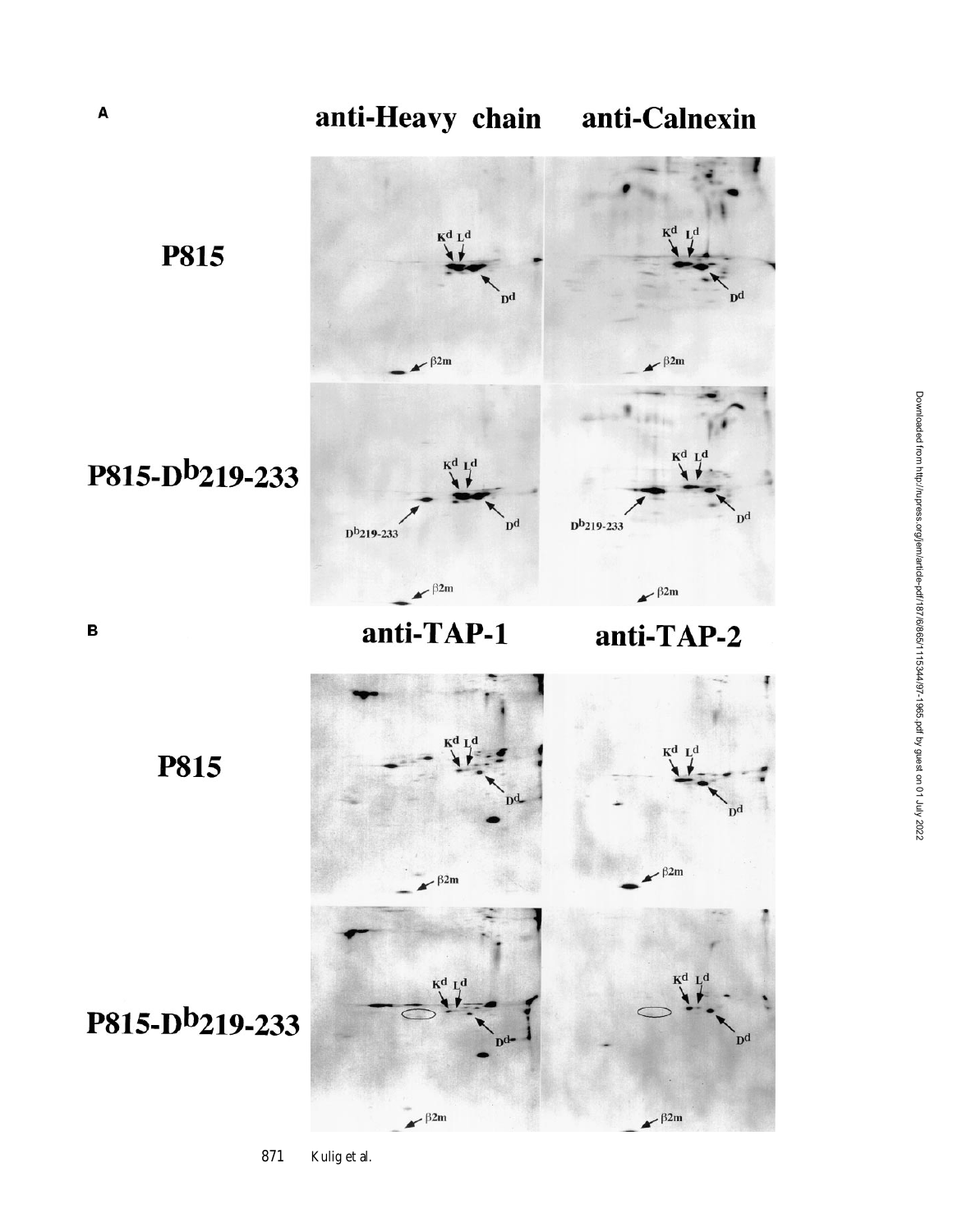**A**

anti-Heavy chain | anti-Calnexin

P815

P815-$D^b$219-233

**B**

anti-TAP-1 | anti-TAP-2

P815

P815-$D^b$219-233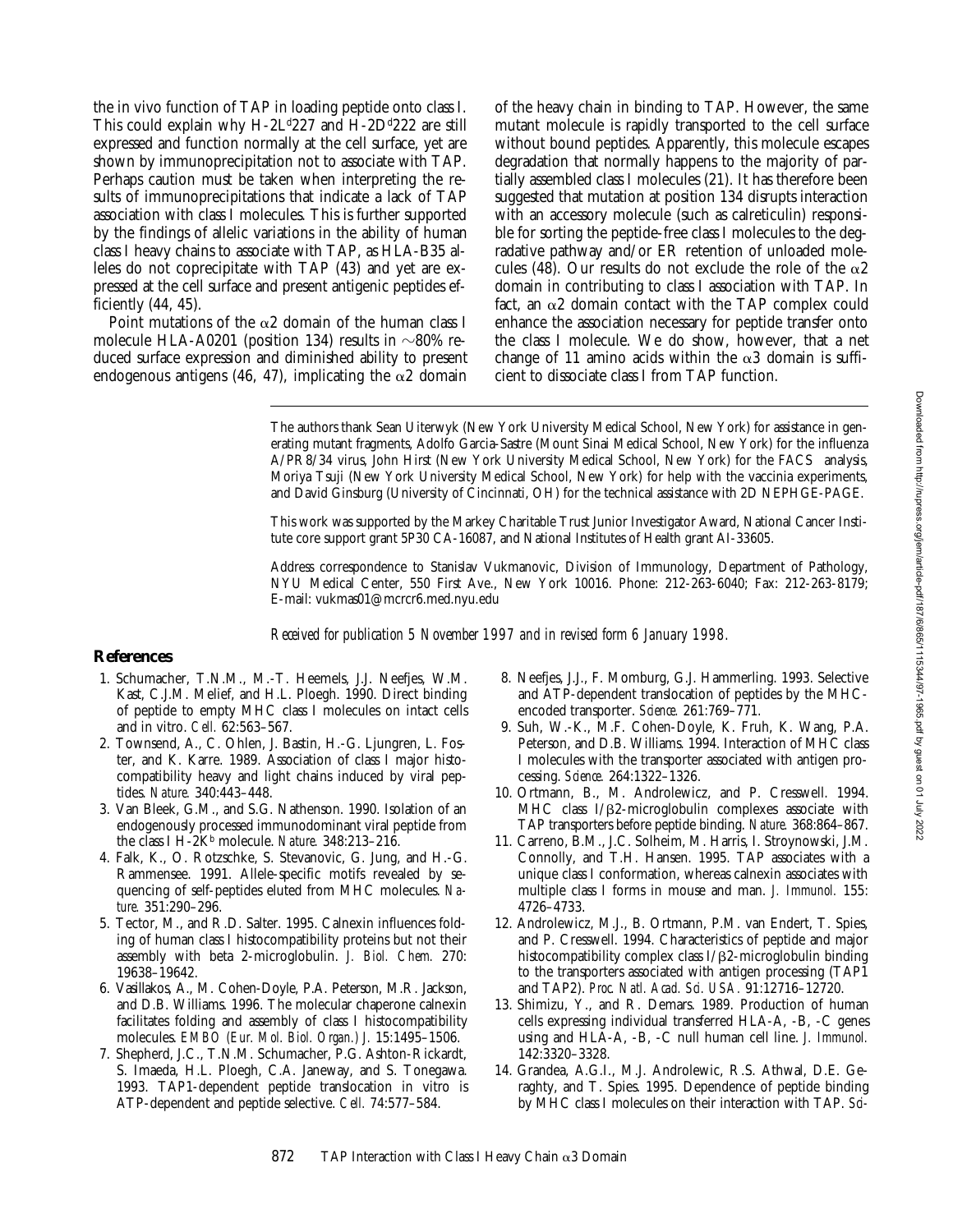the in vivo function of TAP in loading peptide onto class I. This could explain why H-2L$^d$227 and H-2D$^d$222 are still expressed and function normally at the cell surface, yet are shown by immunoprecipitation not to associate with TAP. Perhaps caution must be taken when interpreting the results of immunoprecipitations that indicate a lack of TAP association with class I molecules. This is further supported by the findings of allelic variations in the ability of human class I heavy chains to associate with TAP, as HLA-B35 alleles do not coprecipitate with TAP (43) and yet are expressed at the cell surface and present antigenic peptides efficiently (44, 45).

Point mutations of the $\alpha$2 domain of the human class I molecule HLA-A0201 (position 134) results in ~80% reduced surface expression and diminished ability to present endogenous antigens (46, 47), implicating the $\alpha$2 domain of the heavy chain in binding to TAP. However, the same mutant molecule is rapidly transported to the cell surface without bound peptides. Apparently, this molecule escapes degradation that normally happens to the majority of partially assembled class I molecules (21). It has therefore been suggested that mutation at position 134 disrupts interaction with an accessory molecule (such as calreticulin) responsible for sorting the peptide-free class I molecules to the degradative pathway and/or ER retention of unloaded molecules (48). Our results do not exclude the role of the $\alpha$2 domain in contributing to class I association with TAP. In fact, an $\alpha$2 domain contact with the TAP complex could enhance the association necessary for peptide transfer onto the class I molecule. We do show, however, that a net change of 11 amino acids within the $\alpha$3 domain is sufficient to dissociate class I from TAP function.

The authors thank Sean Uiterwyk (New York University Medical School, New York) for assistance in generating mutant fragments, Adolfo Garcia-Sastre (Mount Sinai Medical School, New York) for the influenza A/PR8/34 virus, John Hirst (New York University Medical School, New York) for the FACS® analysis, Moriya Tsuji (New York University Medical School, New York) for help with the vaccinia experiments, and David Ginsburg (University of Cincinnati, OH) for the technical assistance with 2D NEPHGE-PAGE.

This work was supported by the Markey Charitable Trust Junior Investigator Award, National Cancer Institute core support grant 5P30 CA-16087, and National Institutes of Health grant AI-33605.

Address correspondence to Stanislav Vukmanovic, Division of Immunology, Department of Pathology, NYU Medical Center, 550 First Ave., New York 10016. Phone: 212-263-6040; Fax: 212-263-8179; E-mail: vukmas01@mcrcr6.med.nyu.edu

*Received for publication 5 November 1997 and in revised form 6 January 1998.*

## References

1. Schumacher, T.N.M., M.-T. Heemels, J.J. Neefjes, W.M. Kast, C.J.M. Melief, and H.L. Ploegh. 1990. Direct binding of peptide to empty MHC class I molecules on intact cells and in vitro. *Cell.* 62:563–567.
2. Townsend, A., C. Ohlen, J. Bastin, H.-G. Ljungren, L. Foster, and K. Karre. 1989. Association of class I major histocompatibility heavy and light chains induced by viral peptides. *Nature.* 340:443–448.
3. Van Bleek, G.M., and S.G. Nathenson. 1990. Isolation of an endogenously processed immunodominant viral peptide from the class I H-2K$^b$ molecule. *Nature.* 348:213–216.
4. Falk, K., O. Rotzschke, S. Stevanovic, G. Jung, and H.-G. Rammensee. 1991. Allele-specific motifs revealed by sequencing of self-peptides eluted from MHC molecules. *Nature.* 351:290–296.
5. Tector, M., and R.D. Salter. 1995. Calnexin influences folding of human class I histocompatibility proteins but not their assembly with beta 2-microglobulin. *J. Biol. Chem.* 270: 19638–19642.
6. Vasillakos, A., M. Cohen-Doyle, P.A. Peterson, M.R. Jackson, and D.B. Williams. 1996. The molecular chaperone calnexin facilitates folding and assembly of class I histocompatibility molecules. *EMBO (Eur. Mol. Biol. Organ.) J.* 15:1495–1506.
7. Shepherd, J.C., T.N.M. Schumacher, P.G. Ashton-Rickardt, S. Imaeda, H.L. Ploegh, C.A. Janeway, and S. Tonegawa. 1993. TAP1-dependent peptide translocation in vitro is ATP-dependent and peptide selective. *Cell.* 74:577–584.
8. Neefjes, J.J., F. Momburg, G.J. Hammerling. 1993. Selective and ATP-dependent translocation of peptides by the MHC-encoded transporter. *Science.* 261:769–771.
9. Suh, W.-K., M.F. Cohen-Doyle, K. Fruh, K. Wang, P.A. Peterson, and D.B. Williams. 1994. Interaction of MHC class I molecules with the transporter associated with antigen processing. *Science.* 264:1322–1326.
10. Ortmann, B., M. Androlewicz, and P. Cresswell. 1994. MHC class I/$\beta$2-microglobulin complexes associate with TAP transporters before peptide binding. *Nature.* 368:864–867.
11. Carreno, B.M., J.C. Solheim, M. Harris, I. Stroynowski, J.M. Connolly, and T.H. Hansen. 1995. TAP associates with a unique class I conformation, whereas calnexin associates with multiple class I forms in mouse and man. *J. Immunol.* 155: 4726–4733.
12. Androlewicz, M.J., B. Ortmann, P.M. van Endert, T. Spies, and P. Cresswell. 1994. Characteristics of peptide and major histocompatibility complex class I/$\beta$2-microglobulin binding to the transporters associated with antigen processing (TAP1 and TAP2). *Proc. Natl. Acad. Sci. USA.* 91:12716–12720.
13. Shimizu, Y., and R. Demars. 1989. Production of human cells expressing individual transferred HLA-A, -B, -C genes using and HLA-A, -B, -C null human cell line. *J. Immunol.* 142:3320–3328.
14. Grandea, A.G.I., M.J. Androlewic, R.S. Athwal, D.E. Geraghty, and T. Spies. 1995. Dependence of peptide binding by MHC class I molecules on their interaction with TAP. *Sci-*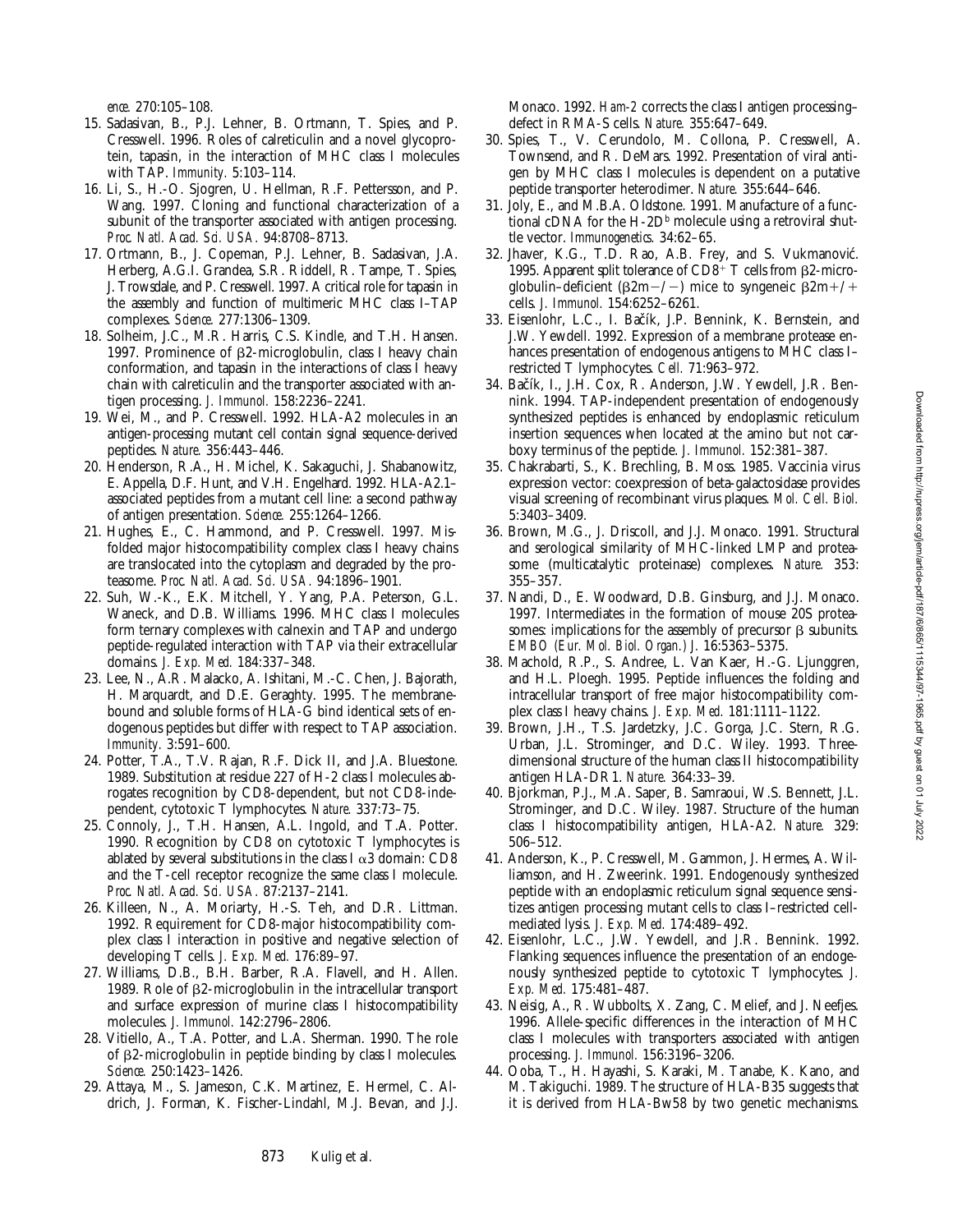*ence.* 270:105–108.

15. Sadasivan, B., P.J. Lehner, B. Ortmann, T. Spies, and P. Cresswell. 1996. Roles of calreticulin and a novel glycoprotein, tapasin, in the interaction of MHC class I molecules with TAP. *Immunity.* 5:103–114.
16. Li, S., H.-O. Sjogren, U. Hellman, R.F. Pettersson, and P. Wang. 1997. Cloning and functional characterization of a subunit of the transporter associated with antigen processing. *Proc. Natl. Acad. Sci. USA.* 94:8708–8713.
17. Ortmann, B., J. Copeman, P.J. Lehner, B. Sadasivan, J.A. Herberg, A.G.I. Grandea, S.R. Riddell, R. Tampe, T. Spies, J. Trowsdale, and P. Cresswell. 1997. A critical role for tapasin in the assembly and function of multimeric MHC class I–TAP complexes. *Science.* 277:1306–1309.
18. Solheim, J.C., M.R. Harris, C.S. Kindle, and T.H. Hansen. 1997. Prominence of β2-microglobulin, class I heavy chain conformation, and tapasin in the interactions of class I heavy chain with calreticulin and the transporter associated with antigen processing. *J. Immunol.* 158:2236–2241.
19. Wei, M., and P. Cresswell. 1992. HLA-A2 molecules in an antigen-processing mutant cell contain signal sequence-derived peptides. *Nature.* 356:443–446.
20. Henderson, R.A., H. Michel, K. Sakaguchi, J. Shabanowitz, E. Appella, D.F. Hunt, and V.H. Engelhard. 1992. HLA-A2.1–associated peptides from a mutant cell line: a second pathway of antigen presentation. *Science.* 255:1264–1266.
21. Hughes, E., C. Hammond, and P. Cresswell. 1997. Misfolded major histocompatibility complex class I heavy chains are translocated into the cytoplasm and degraded by the proteasome. *Proc. Natl. Acad. Sci. USA.* 94:1896–1901.
22. Suh, W.-K., E.K. Mitchell, Y. Yang, P.A. Peterson, G.L. Waneck, and D.B. Williams. 1996. MHC class I molecules form ternary complexes with calnexin and TAP and undergo peptide-regulated interaction with TAP via their extracellular domains. *J. Exp. Med.* 184:337–348.
23. Lee, N., A.R. Malacko, A. Ishitani, M.-C. Chen, J. Bajorath, H. Marquardt, and D.E. Geraghty. 1995. The membrane-bound and soluble forms of HLA-G bind identical sets of endogenous peptides but differ with respect to TAP association. *Immunity.* 3:591–600.
24. Potter, T.A., T.V. Rajan, R.F. Dick II, and J.A. Bluestone. 1989. Substitution at residue 227 of H-2 class I molecules abrogates recognition by CD8-dependent, but not CD8-independent, cytotoxic T lymphocytes. *Nature.* 337:73–75.
25. Connoly, J., T.H. Hansen, A.L. Ingold, and T.A. Potter. 1990. Recognition by CD8 on cytotoxic T lymphocytes is ablated by several substitutions in the class I α3 domain: CD8 and the T-cell receptor recognize the same class I molecule. *Proc. Natl. Acad. Sci. USA.* 87:2137–2141.
26. Killeen, N., A. Moriarty, H.-S. Teh, and D.R. Littman. 1992. Requirement for CD8-major histocompatibility complex class I interaction in positive and negative selection of developing T cells. *J. Exp. Med.* 176:89–97.
27. Williams, D.B., B.H. Barber, R.A. Flavell, and H. Allen. 1989. Role of β2-microglobulin in the intracellular transport and surface expression of murine class I histocompatibility molecules. *J. Immunol.* 142:2796–2806.
28. Vitiello, A., T.A. Potter, and L.A. Sherman. 1990. The role of β2-microglobulin in peptide binding by class I molecules. *Science.* 250:1423–1426.
29. Attaya, M., S. Jameson, C.K. Martinez, E. Hermel, C. Aldrich, J. Forman, K. Fischer-Lindahl, M.J. Bevan, and J.J. Monaco. 1992. *Ham-2* corrects the class I antigen processing–defect in RMA-S cells. *Nature.* 355:647–649.
30. Spies, T., V. Cerundolo, M. Collona, P. Cresswell, A. Townsend, and R. DeMars. 1992. Presentation of viral antigen by MHC class I molecules is dependent on a putative peptide transporter heterodimer. *Nature.* 355:644–646.
31. Joly, E., and M.B.A. Oldstone. 1991. Manufacture of a functional cDNA for the H-2D$^{b}$ molecule using a retroviral shuttle vector. *Immunogenetics.* 34:62–65.
32. Jhaver, K.G., T.D. Rao, A.B. Frey, and S. Vukmanović. 1995. Apparent split tolerance of CD8$^{+}$ T cells from β2-microglobulin–deficient (β2m−/−) mice to syngeneic β2m+/+ cells. *J. Immunol.* 154:6252–6261.
33. Eisenlohr, L.C., I. Bačík, J.P. Bennink, K. Bernstein, and J.W. Yewdell. 1992. Expression of a membrane protease enhances presentation of endogenous antigens to MHC class I–restricted T lymphocytes. *Cell.* 71:963–972.
34. Bačík, I., J.H. Cox, R. Anderson, J.W. Yewdell, J.R. Bennink. 1994. TAP-independent presentation of endogenously synthesized peptides is enhanced by endoplasmic reticulum insertion sequences when located at the amino but not carboxy terminus of the peptide. *J. Immunol.* 152:381–387.
35. Chakrabarti, S., K. Brechling, B. Moss. 1985. Vaccinia virus expression vector: coexpression of beta-galactosidase provides visual screening of recombinant virus plaques. *Mol. Cell. Biol.* 5:3403–3409.
36. Brown, M.G., J. Driscoll, and J.J. Monaco. 1991. Structural and serological similarity of MHC-linked LMP and proteasome (multicatalytic proteinase) complexes. *Nature.* 353: 355–357.
37. Nandi, D., E. Woodward, D.B. Ginsburg, and J.J. Monaco. 1997. Intermediates in the formation of mouse 20S proteasomes: implications for the assembly of precursor β subunits. *EMBO (Eur. Mol. Biol. Organ.) J.* 16:5363–5375.
38. Machold, R.P., S. Andree, L. Van Kaer, H.-G. Ljunggren, and H.L. Ploegh. 1995. Peptide influences the folding and intracellular transport of free major histocompatibility complex class I heavy chains. *J. Exp. Med.* 181:1111–1122.
39. Brown, J.H., T.S. Jardetzky, J.C. Gorga, J.C. Stern, R.G. Urban, J.L. Strominger, and D.C. Wiley. 1993. Three-dimensional structure of the human class II histocompatibility antigen HLA-DR1. *Nature.* 364:33–39.
40. Bjorkman, P.J., M.A. Saper, B. Samraoui, W.S. Bennett, J.L. Strominger, and D.C. Wiley. 1987. Structure of the human class I histocompatibility antigen, HLA-A2. *Nature.* 329: 506–512.
41. Anderson, K., P. Cresswell, M. Gammon, J. Hermes, A. Williamson, and H. Zweerink. 1991. Endogenously synthesized peptide with an endoplasmic reticulum signal sequence sensitizes antigen processing mutant cells to class I–restricted cell-mediated lysis. *J. Exp. Med.* 174:489–492.
42. Eisenlohr, L.C., J.W. Yewdell, and J.R. Bennink. 1992. Flanking sequences influence the presentation of an endogenously synthesized peptide to cytotoxic T lymphocytes. *J. Exp. Med.* 175:481–487.
43. Neisig, A., R. Wubbolts, X. Zang, C. Melief, and J. Neefjes. 1996. Allele-specific differences in the interaction of MHC class I molecules with transporters associated with antigen processing. *J. Immunol.* 156:3196–3206.
44. Ooba, T., H. Hayashi, S. Karaki, M. Tanabe, K. Kano, and M. Takiguchi. 1989. The structure of HLA-B35 suggests that it is derived from HLA-Bw58 by two genetic mechanisms.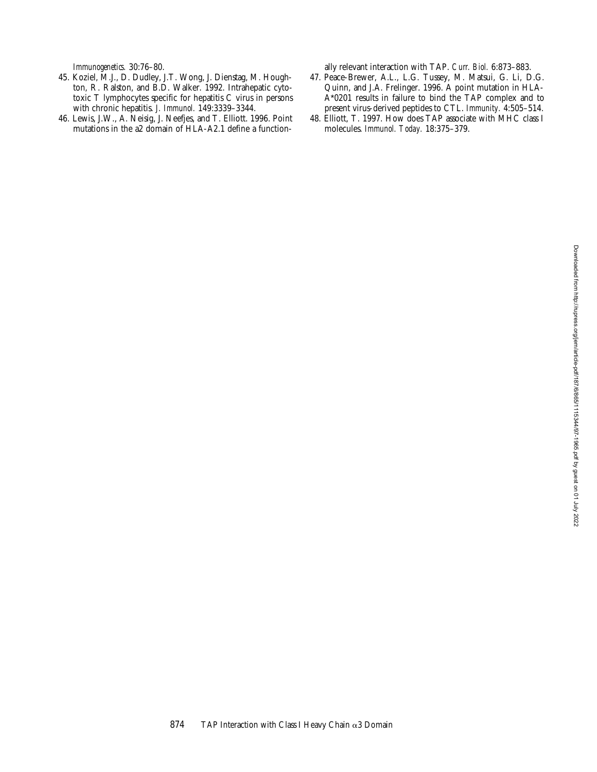*Immunogenetics.* 30:76–80.

45. Koziel, M.J., D. Dudley, J.T. Wong, J. Dienstag, M. Houghton, R. Ralston, and B.D. Walker. 1992. Intrahepatic cytotoxic T lymphocytes specific for hepatitis C virus in persons with chronic hepatitis. *J. Immunol.* 149:3339–3344.
46. Lewis, J.W., A. Neisig, J. Neefjes, and T. Elliott. 1996. Point mutations in the a2 domain of HLA-A2.1 define a functionally relevant interaction with TAP. *Curr. Biol.* 6:873–883.
47. Peace-Brewer, A.L., L.G. Tussey, M. Matsui, G. Li, D.G. Quinn, and J.A. Frelinger. 1996. A point mutation in HLA-A*0201 results in failure to bind the TAP complex and to present virus-derived peptides to CTL. *Immunity.* 4:505–514.
48. Elliott, T. 1997. How does TAP associate with MHC class I molecules. *Immunol. Today.* 18:375–379.